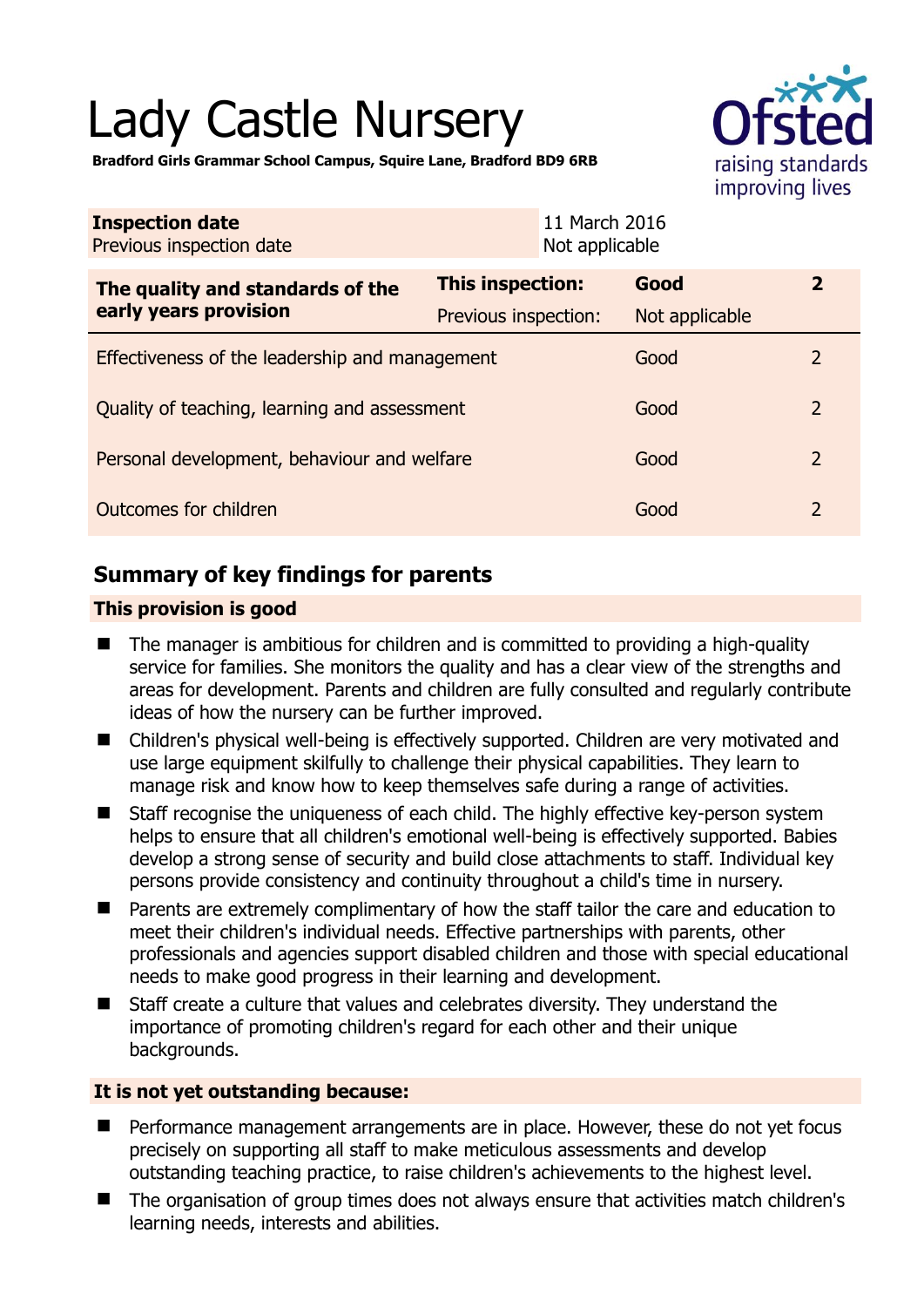# Lady Castle Nursery

**Bradford Girls Grammar School Campus, Squire Lane, Bradford BD9 6RB**

| **Inspection date** | 11 March 2016 |
|---|---|
| Previous inspection date | Not applicable |

| **The quality and standards of the early years provision** | **This inspection:** | **Good** | **2** |
|---|---|---|---|
| | Previous inspection: | Not applicable | |
| Effectiveness of the leadership and management | | Good | 2 |
| Quality of teaching, learning and assessment | | Good | 2 |
| Personal development, behaviour and welfare | | Good | 2 |
| Outcomes for children | | Good | 2 |

## Summary of key findings for parents

### This provision is good

- The manager is ambitious for children and is committed to providing a high-quality service for families. She monitors the quality and has a clear view of the strengths and areas for development. Parents and children are fully consulted and regularly contribute ideas of how the nursery can be further improved.
- Children's physical well-being is effectively supported. Children are very motivated and use large equipment skilfully to challenge their physical capabilities. They learn to manage risk and know how to keep themselves safe during a range of activities.
- Staff recognise the uniqueness of each child. The highly effective key-person system helps to ensure that all children's emotional well-being is effectively supported. Babies develop a strong sense of security and build close attachments to staff. Individual key persons provide consistency and continuity throughout a child's time in nursery.
- Parents are extremely complimentary of how the staff tailor the care and education to meet their children's individual needs. Effective partnerships with parents, other professionals and agencies support disabled children and those with special educational needs to make good progress in their learning and development.
- Staff create a culture that values and celebrates diversity. They understand the importance of promoting children's regard for each other and their unique backgrounds.

### It is not yet outstanding because:

- Performance management arrangements are in place. However, these do not yet focus precisely on supporting all staff to make meticulous assessments and develop outstanding teaching practice, to raise children's achievements to the highest level.
- The organisation of group times does not always ensure that activities match children's learning needs, interests and abilities.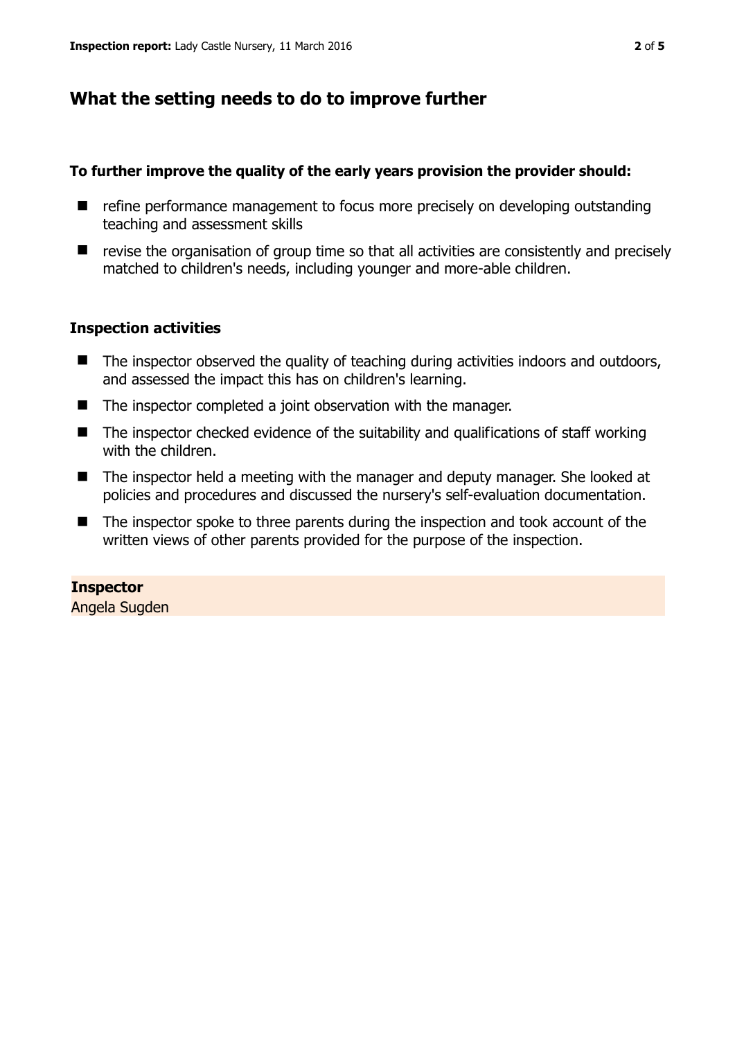## What the setting needs to do to improve further

**To further improve the quality of the early years provision the provider should:**

- refine performance management to focus more precisely on developing outstanding teaching and assessment skills
- revise the organisation of group time so that all activities are consistently and precisely matched to children's needs, including younger and more-able children.

### Inspection activities

- The inspector observed the quality of teaching during activities indoors and outdoors, and assessed the impact this has on children's learning.
- The inspector completed a joint observation with the manager.
- The inspector checked evidence of the suitability and qualifications of staff working with the children.
- The inspector held a meeting with the manager and deputy manager. She looked at policies and procedures and discussed the nursery's self-evaluation documentation.
- The inspector spoke to three parents during the inspection and took account of the written views of other parents provided for the purpose of the inspection.

**Inspector**
Angela Sugden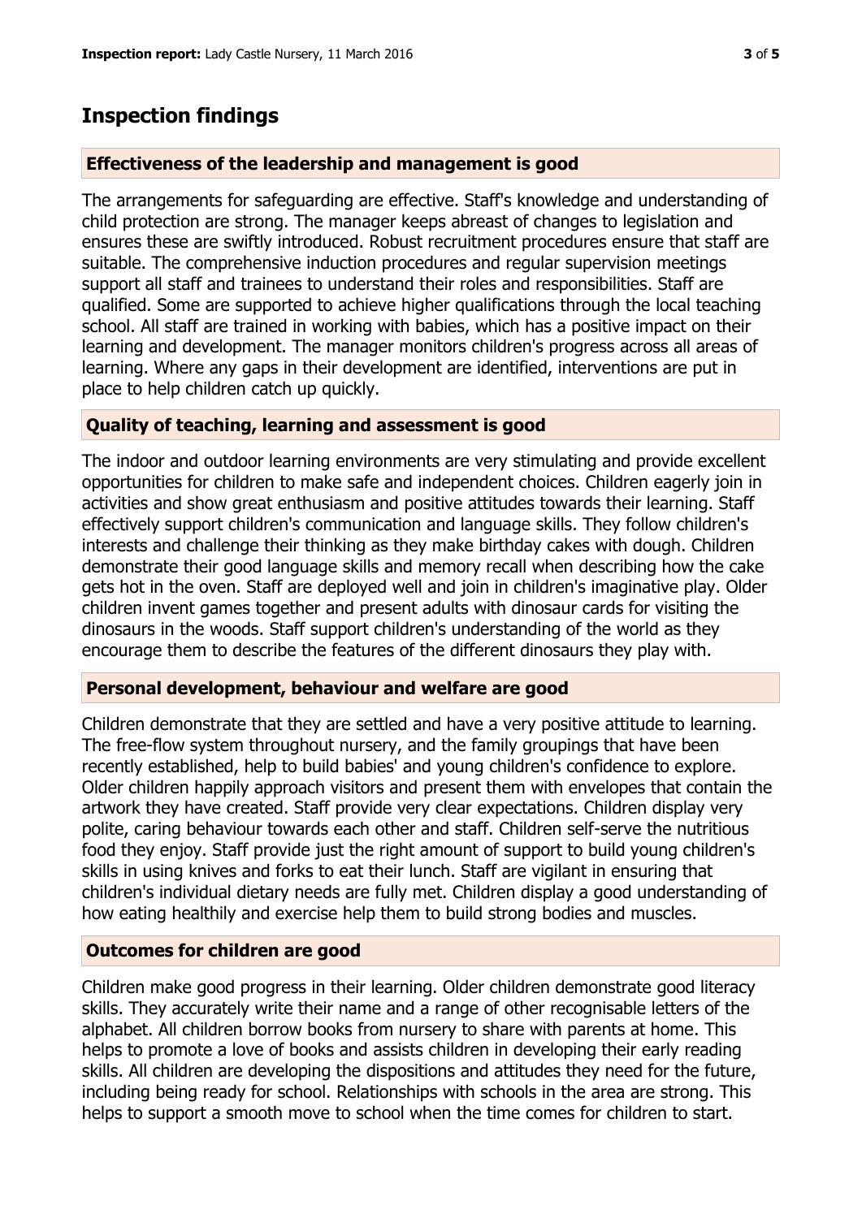## Inspection findings

### Effectiveness of the leadership and management is good

The arrangements for safeguarding are effective. Staff's knowledge and understanding of child protection are strong. The manager keeps abreast of changes to legislation and ensures these are swiftly introduced. Robust recruitment procedures ensure that staff are suitable. The comprehensive induction procedures and regular supervision meetings support all staff and trainees to understand their roles and responsibilities. Staff are qualified. Some are supported to achieve higher qualifications through the local teaching school. All staff are trained in working with babies, which has a positive impact on their learning and development. The manager monitors children's progress across all areas of learning. Where any gaps in their development are identified, interventions are put in place to help children catch up quickly.

### Quality of teaching, learning and assessment is good

The indoor and outdoor learning environments are very stimulating and provide excellent opportunities for children to make safe and independent choices. Children eagerly join in activities and show great enthusiasm and positive attitudes towards their learning. Staff effectively support children's communication and language skills. They follow children's interests and challenge their thinking as they make birthday cakes with dough. Children demonstrate their good language skills and memory recall when describing how the cake gets hot in the oven. Staff are deployed well and join in children's imaginative play. Older children invent games together and present adults with dinosaur cards for visiting the dinosaurs in the woods. Staff support children's understanding of the world as they encourage them to describe the features of the different dinosaurs they play with.

### Personal development, behaviour and welfare are good

Children demonstrate that they are settled and have a very positive attitude to learning. The free-flow system throughout nursery, and the family groupings that have been recently established, help to build babies' and young children's confidence to explore. Older children happily approach visitors and present them with envelopes that contain the artwork they have created. Staff provide very clear expectations. Children display very polite, caring behaviour towards each other and staff. Children self-serve the nutritious food they enjoy. Staff provide just the right amount of support to build young children's skills in using knives and forks to eat their lunch. Staff are vigilant in ensuring that children's individual dietary needs are fully met. Children display a good understanding of how eating healthily and exercise help them to build strong bodies and muscles.

### Outcomes for children are good

Children make good progress in their learning. Older children demonstrate good literacy skills. They accurately write their name and a range of other recognisable letters of the alphabet. All children borrow books from nursery to share with parents at home. This helps to promote a love of books and assists children in developing their early reading skills. All children are developing the dispositions and attitudes they need for the future, including being ready for school. Relationships with schools in the area are strong. This helps to support a smooth move to school when the time comes for children to start.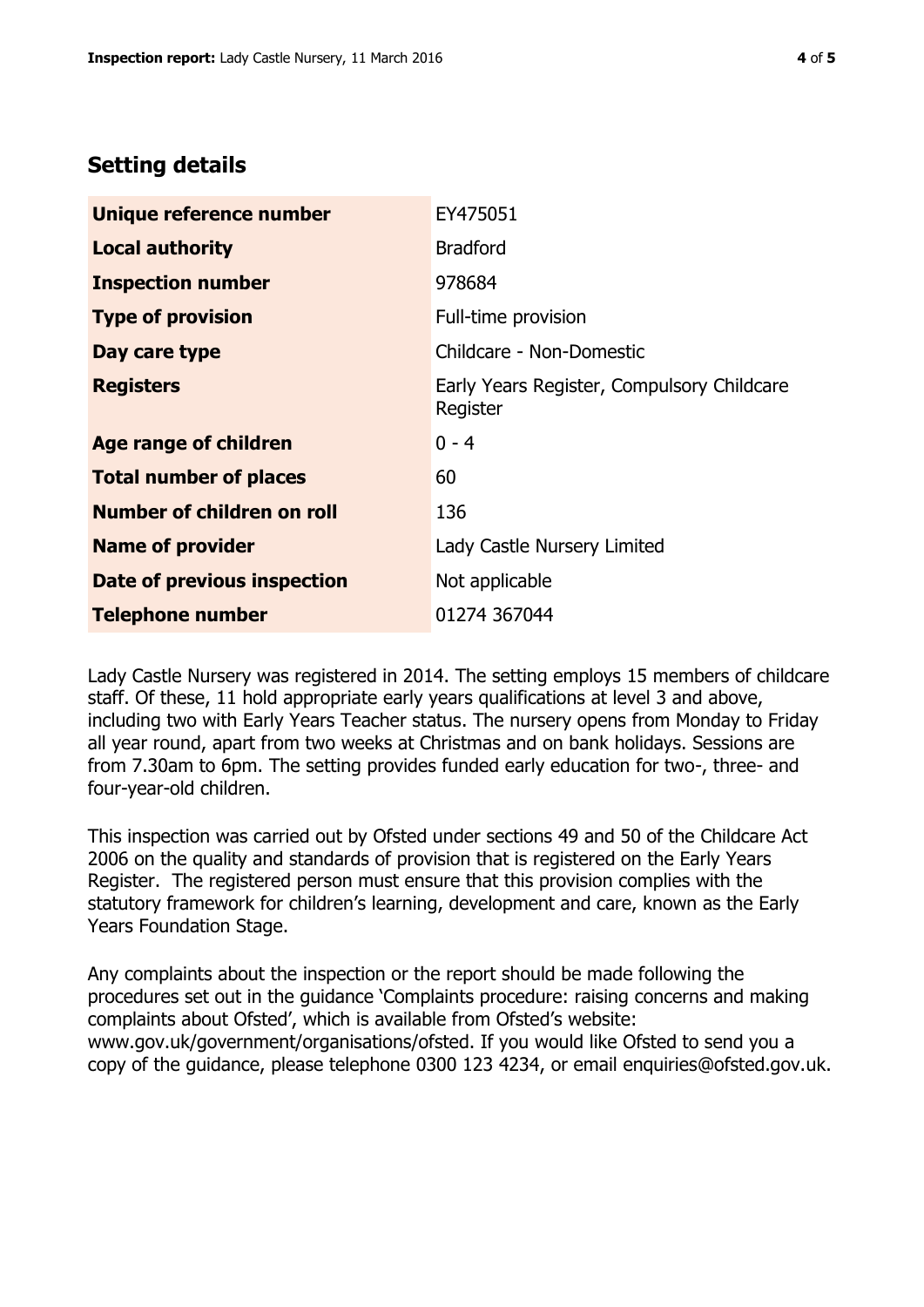## Setting details

| | |
|---|---|
| **Unique reference number** | EY475051 |
| **Local authority** | Bradford |
| **Inspection number** | 978684 |
| **Type of provision** | Full-time provision |
| **Day care type** | Childcare - Non-Domestic |
| **Registers** | Early Years Register, Compulsory Childcare Register |
| **Age range of children** | 0 - 4 |
| **Total number of places** | 60 |
| **Number of children on roll** | 136 |
| **Name of provider** | Lady Castle Nursery Limited |
| **Date of previous inspection** | Not applicable |
| **Telephone number** | 01274 367044 |

Lady Castle Nursery was registered in 2014. The setting employs 15 members of childcare staff. Of these, 11 hold appropriate early years qualifications at level 3 and above, including two with Early Years Teacher status. The nursery opens from Monday to Friday all year round, apart from two weeks at Christmas and on bank holidays. Sessions are from 7.30am to 6pm. The setting provides funded early education for two-, three- and four-year-old children.

This inspection was carried out by Ofsted under sections 49 and 50 of the Childcare Act 2006 on the quality and standards of provision that is registered on the Early Years Register. The registered person must ensure that this provision complies with the statutory framework for children's learning, development and care, known as the Early Years Foundation Stage.

Any complaints about the inspection or the report should be made following the procedures set out in the guidance 'Complaints procedure: raising concerns and making complaints about Ofsted', which is available from Ofsted's website: www.gov.uk/government/organisations/ofsted. If you would like Ofsted to send you a copy of the guidance, please telephone 0300 123 4234, or email enquiries@ofsted.gov.uk.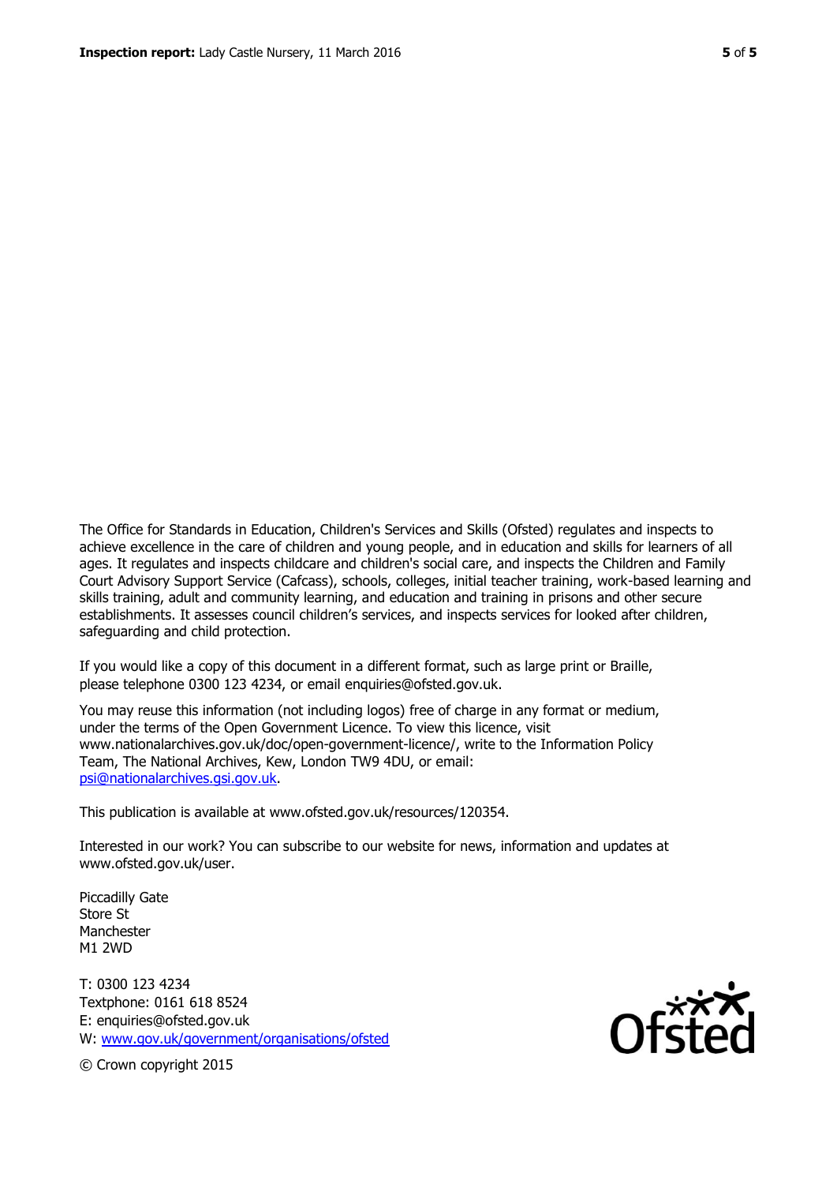The Office for Standards in Education, Children's Services and Skills (Ofsted) regulates and inspects to achieve excellence in the care of children and young people, and in education and skills for learners of all ages. It regulates and inspects childcare and children's social care, and inspects the Children and Family Court Advisory Support Service (Cafcass), schools, colleges, initial teacher training, work-based learning and skills training, adult and community learning, and education and training in prisons and other secure establishments. It assesses council children's services, and inspects services for looked after children, safeguarding and child protection.

If you would like a copy of this document in a different format, such as large print or Braille, please telephone 0300 123 4234, or email enquiries@ofsted.gov.uk.

You may reuse this information (not including logos) free of charge in any format or medium, under the terms of the Open Government Licence. To view this licence, visit www.nationalarchives.gov.uk/doc/open-government-licence/, write to the Information Policy Team, The National Archives, Kew, London TW9 4DU, or email: psi@nationalarchives.gsi.gov.uk.

This publication is available at www.ofsted.gov.uk/resources/120354.

Interested in our work? You can subscribe to our website for news, information and updates at www.ofsted.gov.uk/user.

Piccadilly Gate
Store St
Manchester
M1 2WD

T: 0300 123 4234
Textphone: 0161 618 8524
E: enquiries@ofsted.gov.uk
W: www.gov.uk/government/organisations/ofsted

© Crown copyright 2015